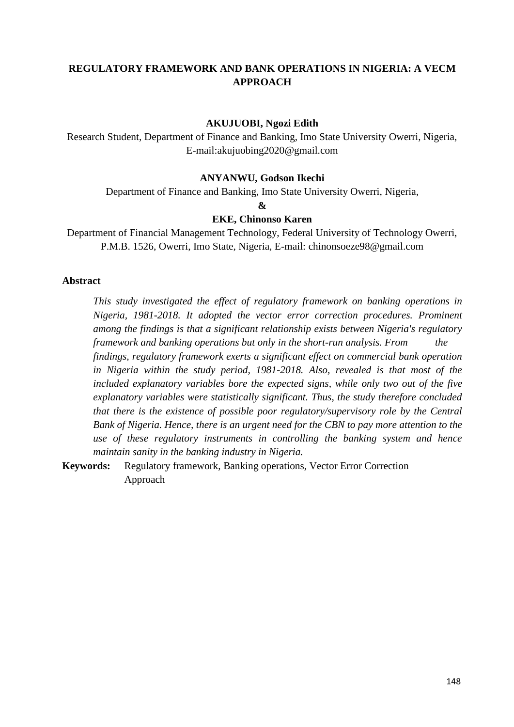# REGULATORY FRAMEWORK AND BANK OPERATIONS IN NIGERIA: A VECM APPROACH

**AKUJUOBI, Ngozi Edith**

Research Student, Department of Finance and Banking, Imo State University Owerri, Nigeria, E-mail:akujuobing2020@gmail.com

**ANYANWU, Godson Ikechi**

Department of Finance and Banking, Imo State University Owerri, Nigeria,

**&**

**EKE, Chinonso Karen**

Department of Financial Management Technology, Federal University of Technology Owerri, P.M.B. 1526, Owerri, Imo State, Nigeria, E-mail: chinonsoeze98@gmail.com

## Abstract

*This study investigated the effect of regulatory framework on banking operations in Nigeria, 1981-2018. It adopted the vector error correction procedures. Prominent among the findings is that a significant relationship exists between Nigeria's regulatory framework and banking operations but only in the short-run analysis. From the findings, regulatory framework exerts a significant effect on commercial bank operation in Nigeria within the study period, 1981-2018. Also, revealed is that most of the included explanatory variables bore the expected signs, while only two out of the five explanatory variables were statistically significant. Thus, the study therefore concluded that there is the existence of possible poor regulatory/supervisory role by the Central Bank of Nigeria. Hence, there is an urgent need for the CBN to pay more attention to the use of these regulatory instruments in controlling the banking system and hence maintain sanity in the banking industry in Nigeria.*

**Keywords:** Regulatory framework, Banking operations, Vector Error Correction Approach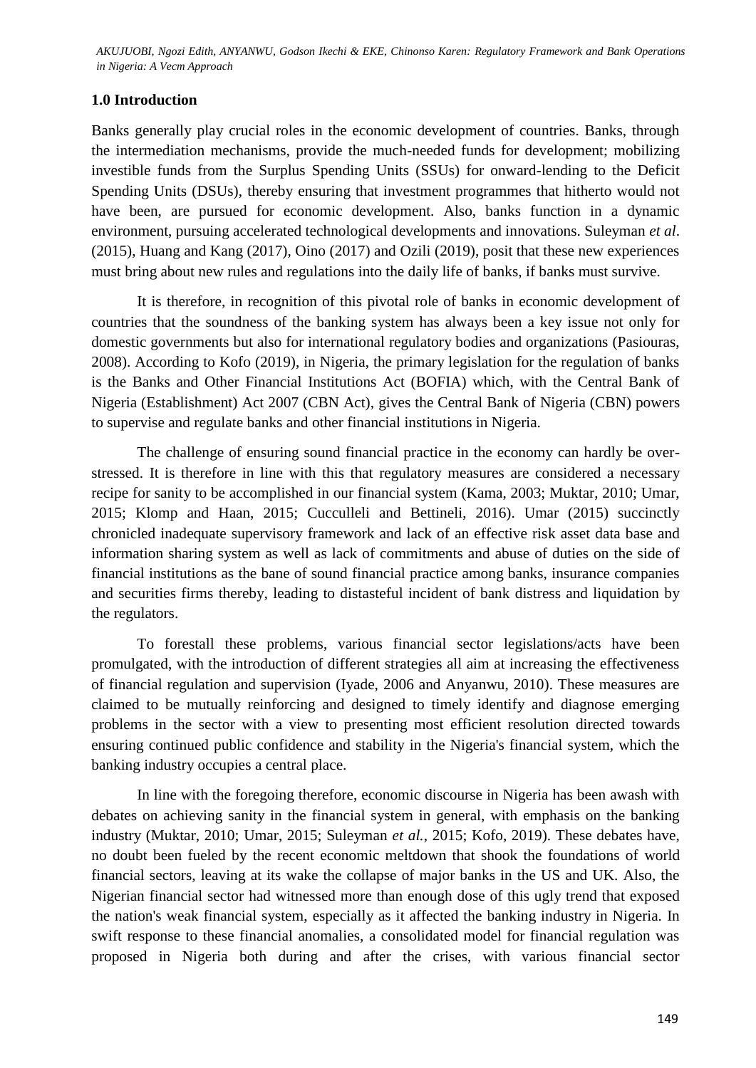## 1.0 Introduction

Banks generally play crucial roles in the economic development of countries. Banks, through the intermediation mechanisms, provide the much-needed funds for development; mobilizing investible funds from the Surplus Spending Units (SSUs) for onward-lending to the Deficit Spending Units (DSUs), thereby ensuring that investment programmes that hitherto would not have been, are pursued for economic development. Also, banks function in a dynamic environment, pursuing accelerated technological developments and innovations. Suleyman *et al*. (2015), Huang and Kang (2017), Oino (2017) and Ozili (2019), posit that these new experiences must bring about new rules and regulations into the daily life of banks, if banks must survive.

It is therefore, in recognition of this pivotal role of banks in economic development of countries that the soundness of the banking system has always been a key issue not only for domestic governments but also for international regulatory bodies and organizations (Pasiouras, 2008). According to Kofo (2019), in Nigeria, the primary legislation for the regulation of banks is the Banks and Other Financial Institutions Act (BOFIA) which, with the Central Bank of Nigeria (Establishment) Act 2007 (CBN Act), gives the Central Bank of Nigeria (CBN) powers to supervise and regulate banks and other financial institutions in Nigeria.

The challenge of ensuring sound financial practice in the economy can hardly be over-stressed. It is therefore in line with this that regulatory measures are considered a necessary recipe for sanity to be accomplished in our financial system (Kama, 2003; Muktar, 2010; Umar, 2015; Klomp and Haan, 2015; Cucculleli and Bettineli, 2016). Umar (2015) succinctly chronicled inadequate supervisory framework and lack of an effective risk asset data base and information sharing system as well as lack of commitments and abuse of duties on the side of financial institutions as the bane of sound financial practice among banks, insurance companies and securities firms thereby, leading to distasteful incident of bank distress and liquidation by the regulators.

To forestall these problems, various financial sector legislations/acts have been promulgated, with the introduction of different strategies all aim at increasing the effectiveness of financial regulation and supervision (Iyade, 2006 and Anyanwu, 2010). These measures are claimed to be mutually reinforcing and designed to timely identify and diagnose emerging problems in the sector with a view to presenting most efficient resolution directed towards ensuring continued public confidence and stability in the Nigeria's financial system, which the banking industry occupies a central place.

In line with the foregoing therefore, economic discourse in Nigeria has been awash with debates on achieving sanity in the financial system in general, with emphasis on the banking industry (Muktar, 2010; Umar, 2015; Suleyman *et al.*, 2015; Kofo, 2019). These debates have, no doubt been fueled by the recent economic meltdown that shook the foundations of world financial sectors, leaving at its wake the collapse of major banks in the US and UK. Also, the Nigerian financial sector had witnessed more than enough dose of this ugly trend that exposed the nation's weak financial system, especially as it affected the banking industry in Nigeria. In swift response to these financial anomalies, a consolidated model for financial regulation was proposed in Nigeria both during and after the crises, with various financial sector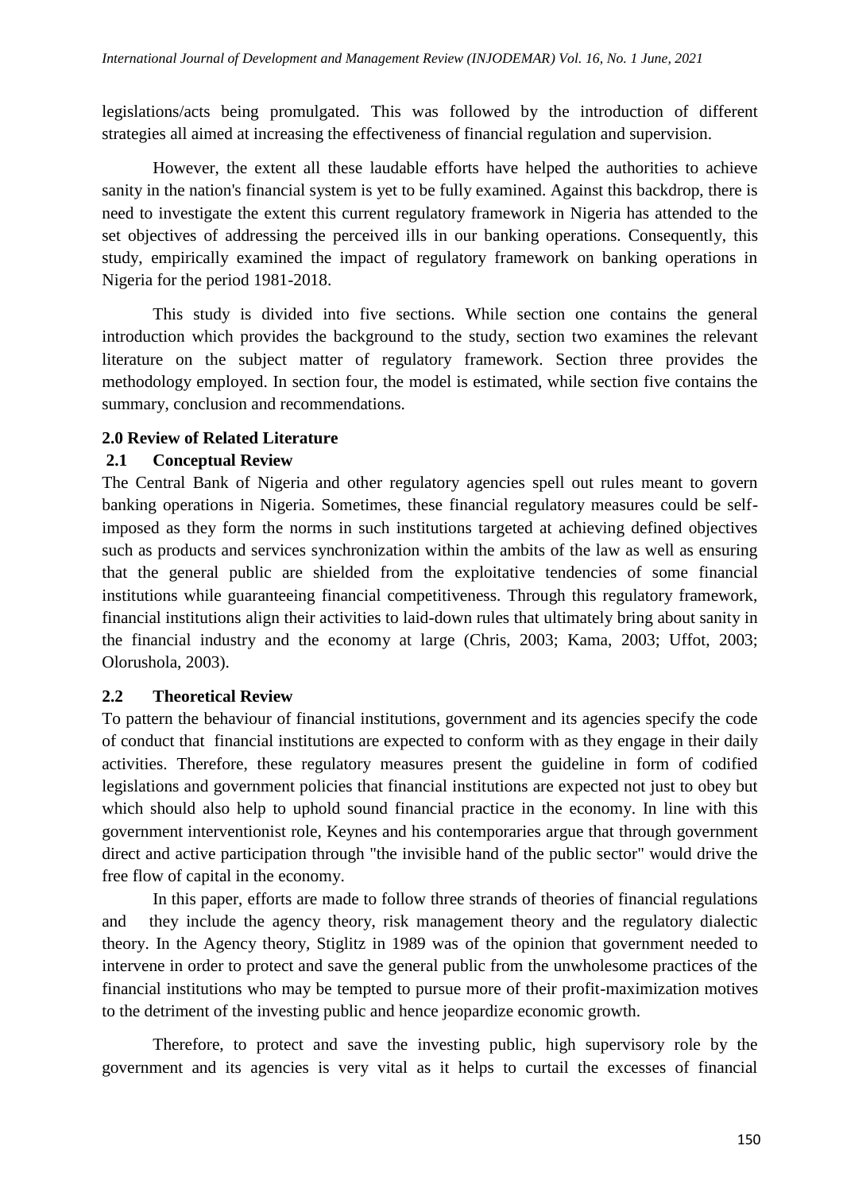legislations/acts being promulgated. This was followed by the introduction of different strategies all aimed at increasing the effectiveness of financial regulation and supervision.

However, the extent all these laudable efforts have helped the authorities to achieve sanity in the nation's financial system is yet to be fully examined. Against this backdrop, there is need to investigate the extent this current regulatory framework in Nigeria has attended to the set objectives of addressing the perceived ills in our banking operations. Consequently, this study, empirically examined the impact of regulatory framework on banking operations in Nigeria for the period 1981-2018.

This study is divided into five sections. While section one contains the general introduction which provides the background to the study, section two examines the relevant literature on the subject matter of regulatory framework. Section three provides the methodology employed. In section four, the model is estimated, while section five contains the summary, conclusion and recommendations.

## 2.0 Review of Related Literature

### 2.1 Conceptual Review

The Central Bank of Nigeria and other regulatory agencies spell out rules meant to govern banking operations in Nigeria. Sometimes, these financial regulatory measures could be self-imposed as they form the norms in such institutions targeted at achieving defined objectives such as products and services synchronization within the ambits of the law as well as ensuring that the general public are shielded from the exploitative tendencies of some financial institutions while guaranteeing financial competitiveness. Through this regulatory framework, financial institutions align their activities to laid-down rules that ultimately bring about sanity in the financial industry and the economy at large (Chris, 2003; Kama, 2003; Uffot, 2003; Olorushola, 2003).

### 2.2 Theoretical Review

To pattern the behaviour of financial institutions, government and its agencies specify the code of conduct that financial institutions are expected to conform with as they engage in their daily activities. Therefore, these regulatory measures present the guideline in form of codified legislations and government policies that financial institutions are expected not just to obey but which should also help to uphold sound financial practice in the economy. In line with this government interventionist role, Keynes and his contemporaries argue that through government direct and active participation through "the invisible hand of the public sector" would drive the free flow of capital in the economy.

In this paper, efforts are made to follow three strands of theories of financial regulations and they include the agency theory, risk management theory and the regulatory dialectic theory. In the Agency theory, Stiglitz in 1989 was of the opinion that government needed to intervene in order to protect and save the general public from the unwholesome practices of the financial institutions who may be tempted to pursue more of their profit-maximization motives to the detriment of the investing public and hence jeopardize economic growth.

Therefore, to protect and save the investing public, high supervisory role by the government and its agencies is very vital as it helps to curtail the excesses of financial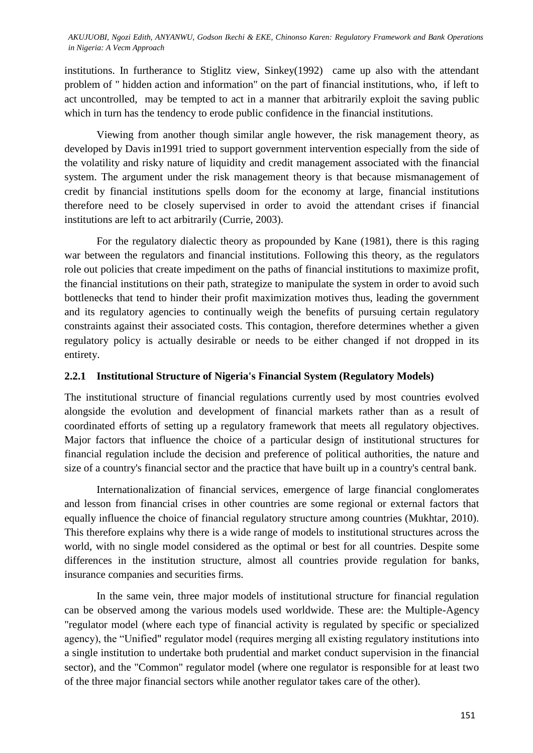institutions. In furtherance to Stiglitz view, Sinkey(1992) came up also with the attendant problem of " hidden action and information" on the part of financial institutions, who, if left to act uncontrolled, may be tempted to act in a manner that arbitrarily exploit the saving public which in turn has the tendency to erode public confidence in the financial institutions.

Viewing from another though similar angle however, the risk management theory, as developed by Davis in1991 tried to support government intervention especially from the side of the volatility and risky nature of liquidity and credit management associated with the financial system. The argument under the risk management theory is that because mismanagement of credit by financial institutions spells doom for the economy at large, financial institutions therefore need to be closely supervised in order to avoid the attendant crises if financial institutions are left to act arbitrarily (Currie, 2003).

For the regulatory dialectic theory as propounded by Kane (1981), there is this raging war between the regulators and financial institutions. Following this theory, as the regulators role out policies that create impediment on the paths of financial institutions to maximize profit, the financial institutions on their path, strategize to manipulate the system in order to avoid such bottlenecks that tend to hinder their profit maximization motives thus, leading the government and its regulatory agencies to continually weigh the benefits of pursuing certain regulatory constraints against their associated costs. This contagion, therefore determines whether a given regulatory policy is actually desirable or needs to be either changed if not dropped in its entirety.

### 2.2.1 Institutional Structure of Nigeria's Financial System (Regulatory Models)

The institutional structure of financial regulations currently used by most countries evolved alongside the evolution and development of financial markets rather than as a result of coordinated efforts of setting up a regulatory framework that meets all regulatory objectives. Major factors that influence the choice of a particular design of institutional structures for financial regulation include the decision and preference of political authorities, the nature and size of a country's financial sector and the practice that have built up in a country's central bank.

Internationalization of financial services, emergence of large financial conglomerates and lesson from financial crises in other countries are some regional or external factors that equally influence the choice of financial regulatory structure among countries (Mukhtar, 2010). This therefore explains why there is a wide range of models to institutional structures across the world, with no single model considered as the optimal or best for all countries. Despite some differences in the institution structure, almost all countries provide regulation for banks, insurance companies and securities firms.

In the same vein, three major models of institutional structure for financial regulation can be observed among the various models used worldwide. These are: the Multiple-Agency "regulator model (where each type of financial activity is regulated by specific or specialized agency), the "Unified" regulator model (requires merging all existing regulatory institutions into a single institution to undertake both prudential and market conduct supervision in the financial sector), and the "Common" regulator model (where one regulator is responsible for at least two of the three major financial sectors while another regulator takes care of the other).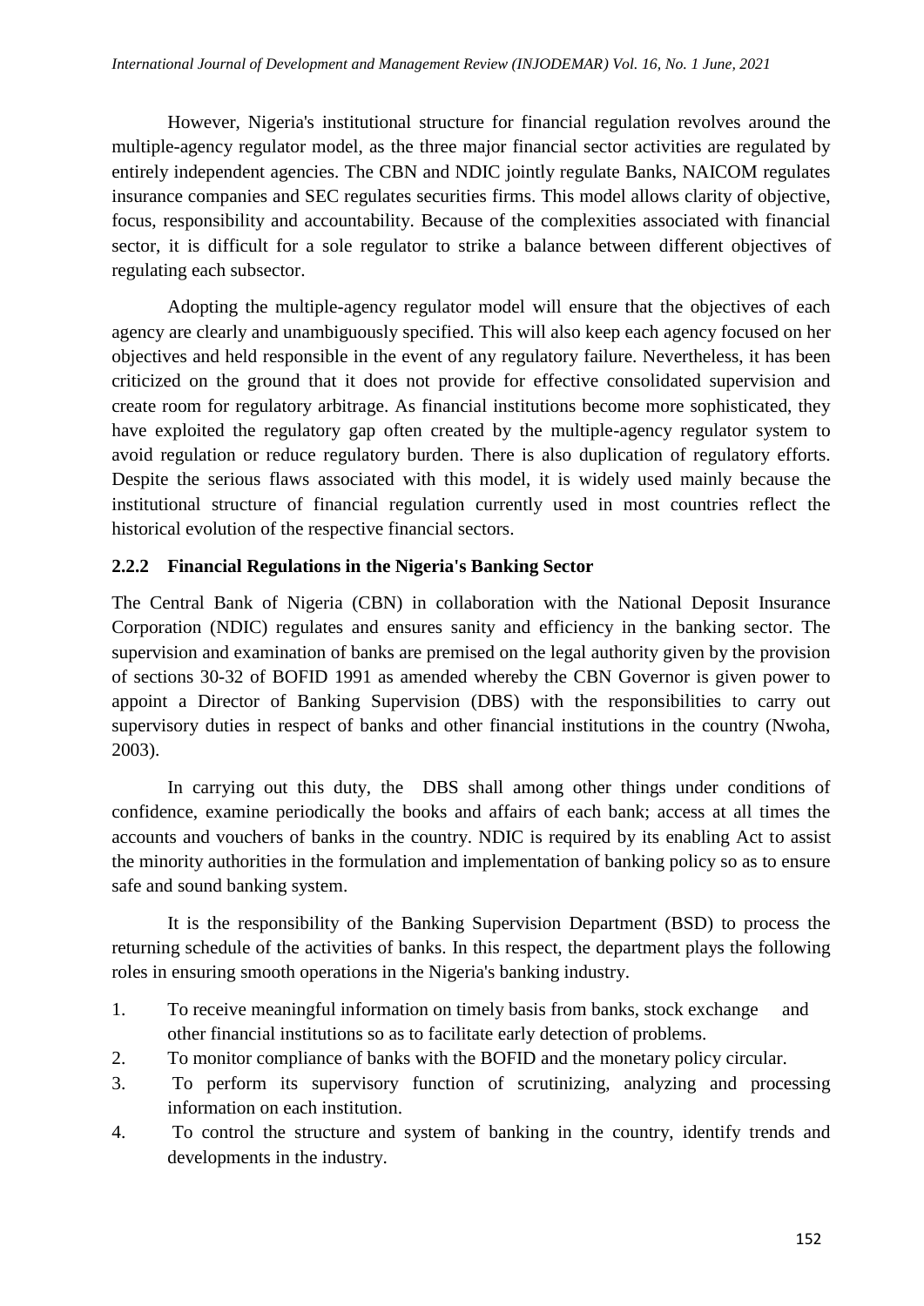However, Nigeria's institutional structure for financial regulation revolves around the multiple-agency regulator model, as the three major financial sector activities are regulated by entirely independent agencies. The CBN and NDIC jointly regulate Banks, NAICOM regulates insurance companies and SEC regulates securities firms. This model allows clarity of objective, focus, responsibility and accountability. Because of the complexities associated with financial sector, it is difficult for a sole regulator to strike a balance between different objectives of regulating each subsector.

Adopting the multiple-agency regulator model will ensure that the objectives of each agency are clearly and unambiguously specified. This will also keep each agency focused on her objectives and held responsible in the event of any regulatory failure. Nevertheless, it has been criticized on the ground that it does not provide for effective consolidated supervision and create room for regulatory arbitrage. As financial institutions become more sophisticated, they have exploited the regulatory gap often created by the multiple-agency regulator system to avoid regulation or reduce regulatory burden. There is also duplication of regulatory efforts. Despite the serious flaws associated with this model, it is widely used mainly because the institutional structure of financial regulation currently used in most countries reflect the historical evolution of the respective financial sectors.

### 2.2.2 Financial Regulations in the Nigeria's Banking Sector

The Central Bank of Nigeria (CBN) in collaboration with the National Deposit Insurance Corporation (NDIC) regulates and ensures sanity and efficiency in the banking sector. The supervision and examination of banks are premised on the legal authority given by the provision of sections 30-32 of BOFID 1991 as amended whereby the CBN Governor is given power to appoint a Director of Banking Supervision (DBS) with the responsibilities to carry out supervisory duties in respect of banks and other financial institutions in the country (Nwoha, 2003).

In carrying out this duty, the DBS shall among other things under conditions of confidence, examine periodically the books and affairs of each bank; access at all times the accounts and vouchers of banks in the country. NDIC is required by its enabling Act to assist the minority authorities in the formulation and implementation of banking policy so as to ensure safe and sound banking system.

It is the responsibility of the Banking Supervision Department (BSD) to process the returning schedule of the activities of banks. In this respect, the department plays the following roles in ensuring smooth operations in the Nigeria's banking industry.

1. To receive meaningful information on timely basis from banks, stock exchange and other financial institutions so as to facilitate early detection of problems.
2. To monitor compliance of banks with the BOFID and the monetary policy circular.
3. To perform its supervisory function of scrutinizing, analyzing and processing information on each institution.
4. To control the structure and system of banking in the country, identify trends and developments in the industry.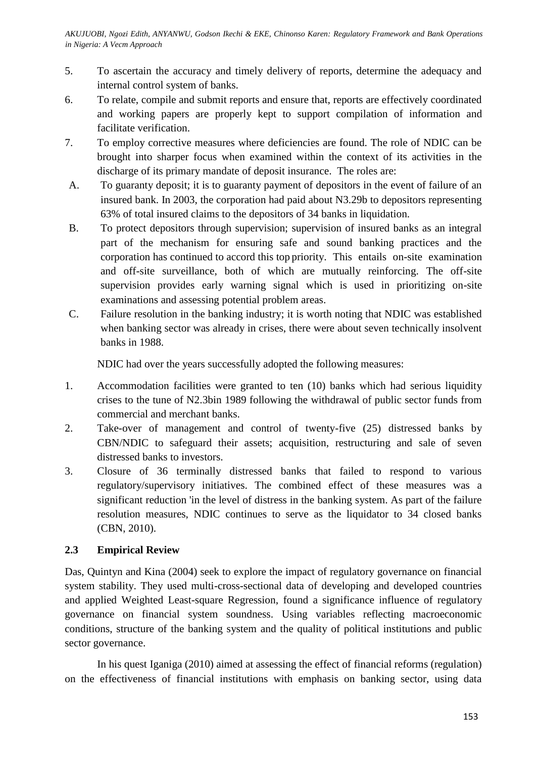5. To ascertain the accuracy and timely delivery of reports, determine the adequacy and internal control system of banks.
6. To relate, compile and submit reports and ensure that, reports are effectively coordinated and working papers are properly kept to support compilation of information and facilitate verification.
7. To employ corrective measures where deficiencies are found. The role of NDIC can be brought into sharper focus when examined within the context of its activities in the discharge of its primary mandate of deposit insurance. The roles are:

A. To guaranty deposit; it is to guaranty payment of depositors in the event of failure of an insured bank. In 2003, the corporation had paid about N3.29b to depositors representing 63% of total insured claims to the depositors of 34 banks in liquidation.

B. To protect depositors through supervision; supervision of insured banks as an integral part of the mechanism for ensuring safe and sound banking practices and the corporation has continued to accord this top priority. This entails on-site examination and off-site surveillance, both of which are mutually reinforcing. The off-site supervision provides early warning signal which is used in prioritizing on-site examinations and assessing potential problem areas.

C. Failure resolution in the banking industry; it is worth noting that NDIC was established when banking sector was already in crises, there were about seven technically insolvent banks in 1988.

NDIC had over the years successfully adopted the following measures:

1. Accommodation facilities were granted to ten (10) banks which had serious liquidity crises to the tune of N2.3bin 1989 following the withdrawal of public sector funds from commercial and merchant banks.
2. Take-over of management and control of twenty-five (25) distressed banks by CBN/NDIC to safeguard their assets; acquisition, restructuring and sale of seven distressed banks to investors.
3. Closure of 36 terminally distressed banks that failed to respond to various regulatory/supervisory initiatives. The combined effect of these measures was a significant reduction 'in the level of distress in the banking system. As part of the failure resolution measures, NDIC continues to serve as the liquidator to 34 closed banks (CBN, 2010).

## 2.3 Empirical Review

Das, Quintyn and Kina (2004) seek to explore the impact of regulatory governance on financial system stability. They used multi-cross-sectional data of developing and developed countries and applied Weighted Least-square Regression, found a significance influence of regulatory governance on financial system soundness. Using variables reflecting macroeconomic conditions, structure of the banking system and the quality of political institutions and public sector governance.

In his quest Iganiga (2010) aimed at assessing the effect of financial reforms (regulation) on the effectiveness of financial institutions with emphasis on banking sector, using data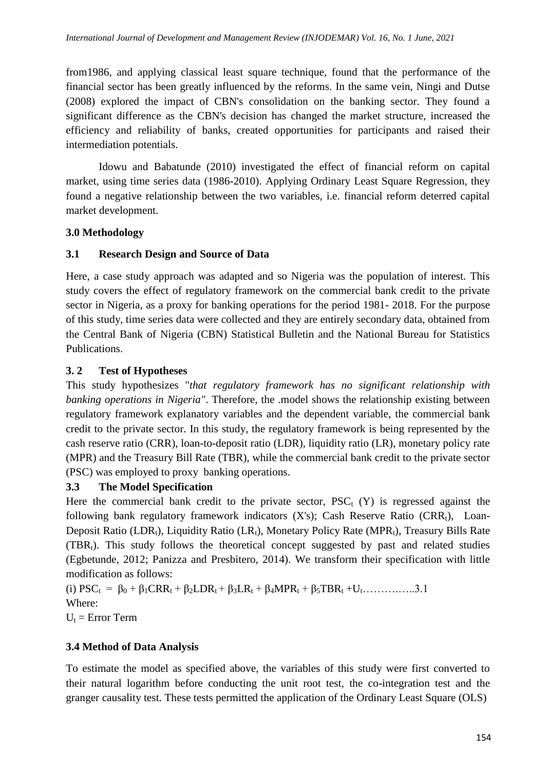from1986, and applying classical least square technique, found that the performance of the financial sector has been greatly influenced by the reforms. In the same vein, Ningi and Dutse (2008) explored the impact of CBN's consolidation on the banking sector. They found a significant difference as the CBN's decision has changed the market structure, increased the efficiency and reliability of banks, created opportunities for participants and raised their intermediation potentials.

Idowu and Babatunde (2010) investigated the effect of financial reform on capital market, using time series data (1986-2010). Applying Ordinary Least Square Regression, they found a negative relationship between the two variables, i.e. financial reform deterred capital market development.

## 3.0 Methodology

### 3.1 Research Design and Source of Data

Here, a case study approach was adapted and so Nigeria was the population of interest. This study covers the effect of regulatory framework on the commercial bank credit to the private sector in Nigeria, as a proxy for banking operations for the period 1981- 2018. For the purpose of this study, time series data were collected and they are entirely secondary data, obtained from the Central Bank of Nigeria (CBN) Statistical Bulletin and the National Bureau for Statistics Publications.

### 3.2 Test of Hypotheses

This study hypothesizes "*that regulatory framework has no significant relationship with banking operations in Nigeria"*. Therefore, the .model shows the relationship existing between regulatory framework explanatory variables and the dependent variable, the commercial bank credit to the private sector. In this study, the regulatory framework is being represented by the cash reserve ratio (CRR), loan-to-deposit ratio (LDR), liquidity ratio (LR), monetary policy rate (MPR) and the Treasury Bill Rate (TBR), while the commercial bank credit to the private sector (PSC) was employed to proxy banking operations.

### 3.3 The Model Specification

Here the commercial bank credit to the private sector, $PSC_t$ (Y) is regressed against the following bank regulatory framework indicators (X's); Cash Reserve Ratio ($CRR_t$), Loan-Deposit Ratio ($LDR_t$), Liquidity Ratio ($LR_t$), Monetary Policy Rate ($MPR_t$), Treasury Bills Rate ($TBR_t$). This study follows the theoretical concept suggested by past and related studies (Egbetunde, 2012; Panizza and Presbitero, 2014). We transform their specification with little modification as follows:

(i) $PSC_t = \beta_0 + \beta_1 CRR_t + \beta_2 LDR_t + \beta_3 LR_t + \beta_4 MPR_t + \beta_5 TBR_t + U_t$………….…..3.1

Where:

$U_t$ = Error Term

### 3.4 Method of Data Analysis

To estimate the model as specified above, the variables of this study were first converted to their natural logarithm before conducting the unit root test, the co-integration test and the granger causality test. These tests permitted the application of the Ordinary Least Square (OLS)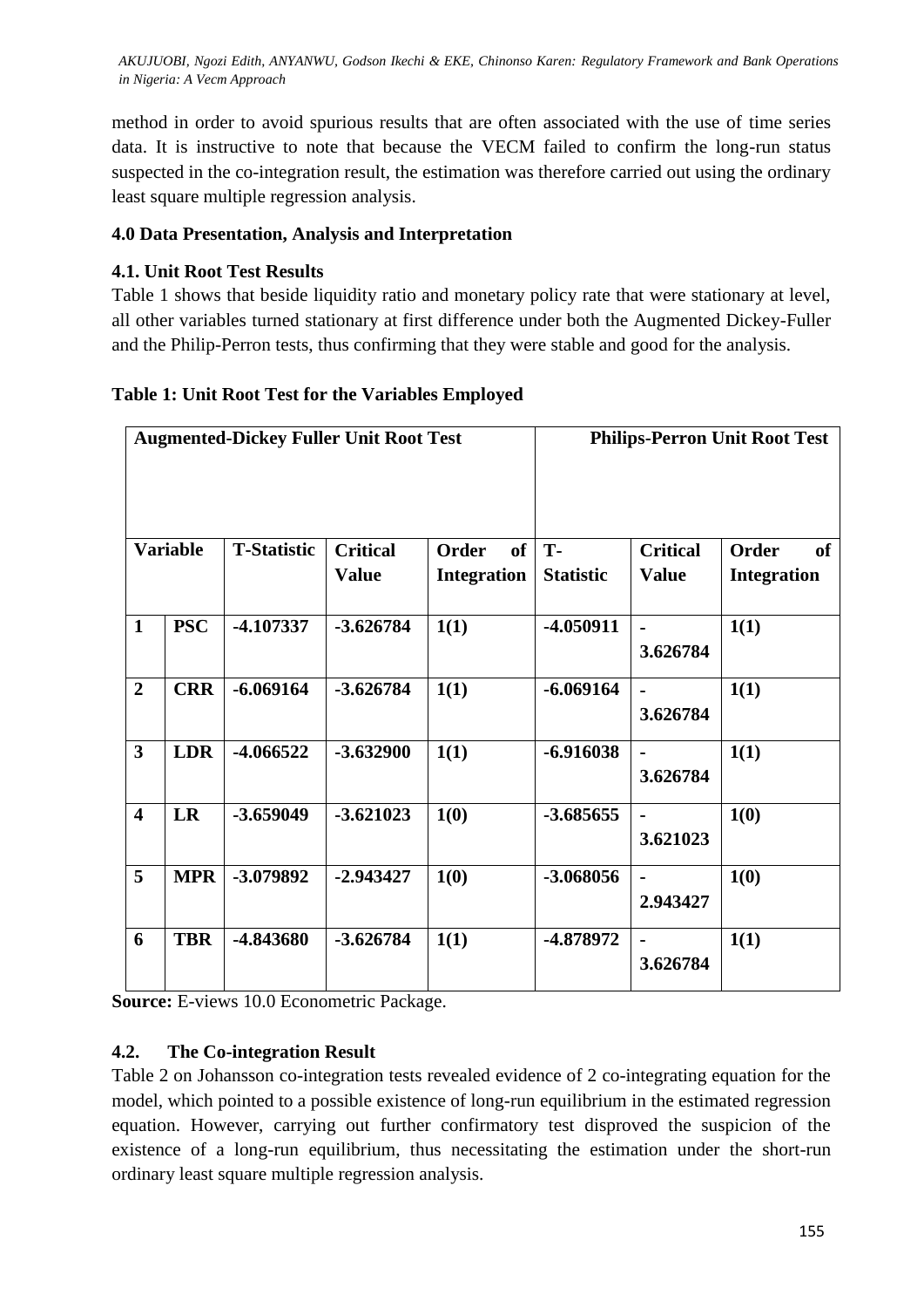method in order to avoid spurious results that are often associated with the use of time series data. It is instructive to note that because the VECM failed to confirm the long-run status suspected in the co-integration result, the estimation was therefore carried out using the ordinary least square multiple regression analysis.

## 4.0 Data Presentation, Analysis and Interpretation

### 4.1. Unit Root Test Results

Table 1 shows that beside liquidity ratio and monetary policy rate that were stationary at level, all other variables turned stationary at first difference under both the Augmented Dickey-Fuller and the Philip-Perron tests, thus confirming that they were stable and good for the analysis.

**Table 1: Unit Root Test for the Variables Employed**

| **Augmented-Dickey Fuller Unit Root Test** | | | | | **Philips-Perron Unit Root Test** | | |
|---|---|---|---|---|---|---|---|
| **Variable** | | **T-Statistic** | **Critical Value** | **Order of Integration** | **T-Statistic** | **Critical Value** | **Order of Integration** |
| **1** | **PSC** | **-4.107337** | **-3.626784** | **1(1)** | **-4.050911** | **-3.626784** | **1(1)** |
| **2** | **CRR** | **-6.069164** | **-3.626784** | **1(1)** | **-6.069164** | **-3.626784** | **1(1)** |
| **3** | **LDR** | **-4.066522** | **-3.632900** | **1(1)** | **-6.916038** | **-3.626784** | **1(1)** |
| **4** | **LR** | **-3.659049** | **-3.621023** | **1(0)** | **-3.685655** | **-3.621023** | **1(0)** |
| **5** | **MPR** | **-3.079892** | **-2.943427** | **1(0)** | **-3.068056** | **-2.943427** | **1(0)** |
| **6** | **TBR** | **-4.843680** | **-3.626784** | **1(1)** | **-4.878972** | **-3.626784** | **1(1)** |

**Source:** E-views 10.0 Econometric Package.

### 4.2. The Co-integration Result

Table 2 on Johansson co-integration tests revealed evidence of 2 co-integrating equation for the model, which pointed to a possible existence of long-run equilibrium in the estimated regression equation. However, carrying out further confirmatory test disproved the suspicion of the existence of a long-run equilibrium, thus necessitating the estimation under the short-run ordinary least square multiple regression analysis.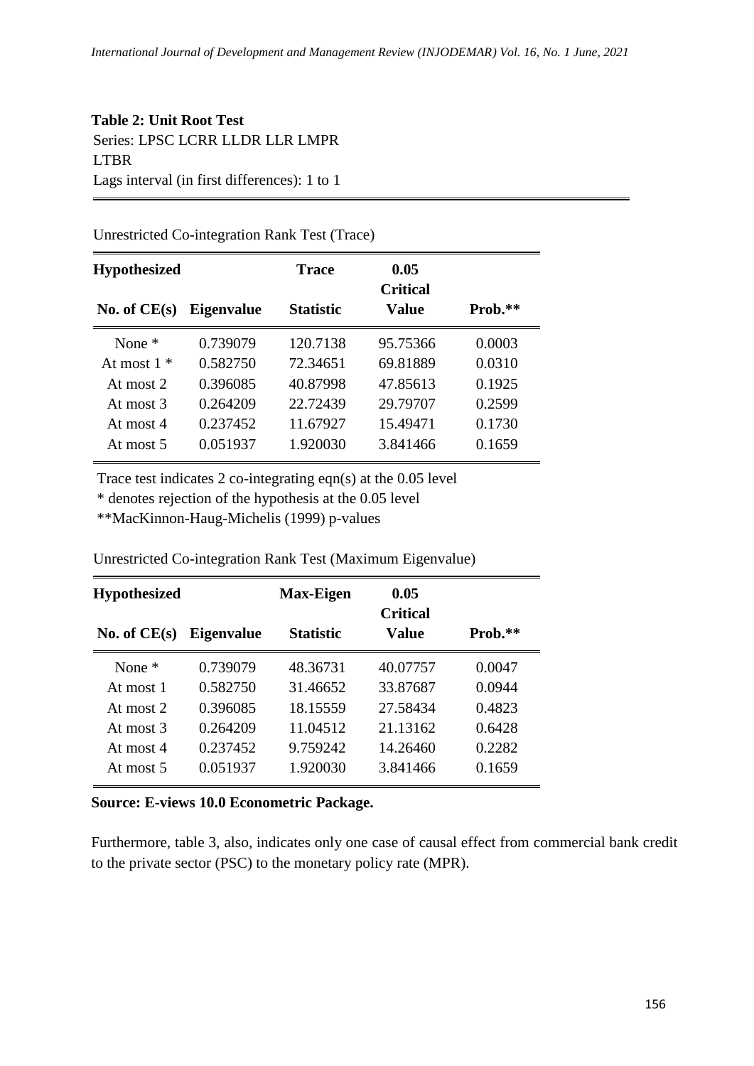**Table 2: Unit Root Test**

Series: LPSC LCRR LLDR LLR LMPR LTBR
Lags interval (in first differences): 1 to 1

Unrestricted Co-integration Rank Test (Trace)

| Hypothesized No. of CE(s) | Eigenvalue | Trace Statistic | 0.05 Critical Value | Prob.** |
|---|---|---|---|---|
| None * | 0.739079 | 120.7138 | 95.75366 | 0.0003 |
| At most 1 * | 0.582750 | 72.34651 | 69.81889 | 0.0310 |
| At most 2 | 0.396085 | 40.87998 | 47.85613 | 0.1925 |
| At most 3 | 0.264209 | 22.72439 | 29.79707 | 0.2599 |
| At most 4 | 0.237452 | 11.67927 | 15.49471 | 0.1730 |
| At most 5 | 0.051937 | 1.920030 | 3.841466 | 0.1659 |

Trace test indicates 2 co-integrating eqn(s) at the 0.05 level
* denotes rejection of the hypothesis at the 0.05 level
**MacKinnon-Haug-Michelis (1999) p-values

Unrestricted Co-integration Rank Test (Maximum Eigenvalue)

| Hypothesized No. of CE(s) | Eigenvalue | Max-Eigen Statistic | 0.05 Critical Value | Prob.** |
|---|---|---|---|---|
| None * | 0.739079 | 48.36731 | 40.07757 | 0.0047 |
| At most 1 | 0.582750 | 31.46652 | 33.87687 | 0.0944 |
| At most 2 | 0.396085 | 18.15559 | 27.58434 | 0.4823 |
| At most 3 | 0.264209 | 11.04512 | 21.13162 | 0.6428 |
| At most 4 | 0.237452 | 9.759242 | 14.26460 | 0.2282 |
| At most 5 | 0.051937 | 1.920030 | 3.841466 | 0.1659 |

**Source: E-views 10.0 Econometric Package.**

Furthermore, table 3, also, indicates only one case of causal effect from commercial bank credit to the private sector (PSC) to the monetary policy rate (MPR).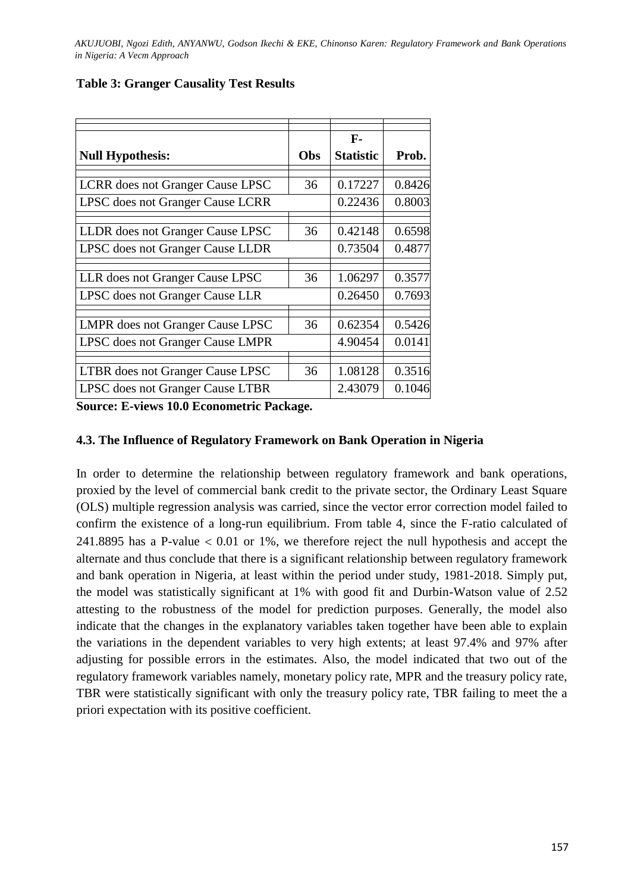**Table 3: Granger Causality Test Results**

| Null Hypothesis: | Obs | F-Statistic | Prob. |
|---|---|---|---|
| LCRR does not Granger Cause LPSC | 36 | 0.17227 | 0.8426 |
| LPSC does not Granger Cause LCRR | | 0.22436 | 0.8003 |
| LLDR does not Granger Cause LPSC | 36 | 0.42148 | 0.6598 |
| LPSC does not Granger Cause LLDR | | 0.73504 | 0.4877 |
| LLR does not Granger Cause LPSC | 36 | 1.06297 | 0.3577 |
| LPSC does not Granger Cause LLR | | 0.26450 | 0.7693 |
| LMPR does not Granger Cause LPSC | 36 | 0.62354 | 0.5426 |
| LPSC does not Granger Cause LMPR | | 4.90454 | 0.0141 |
| LTBR does not Granger Cause LPSC | 36 | 1.08128 | 0.3516 |
| LPSC does not Granger Cause LTBR | | 2.43079 | 0.1046 |

**Source: E-views 10.0 Econometric Package.**

### 4.3. The Influence of Regulatory Framework on Bank Operation in Nigeria

In order to determine the relationship between regulatory framework and bank operations, proxied by the level of commercial bank credit to the private sector, the Ordinary Least Square (OLS) multiple regression analysis was carried, since the vector error correction model failed to confirm the existence of a long-run equilibrium. From table 4, since the F-ratio calculated of 241.8895 has a P-value $< 0.01$ or 1%, we therefore reject the null hypothesis and accept the alternate and thus conclude that there is a significant relationship between regulatory framework and bank operation in Nigeria, at least within the period under study, 1981-2018. Simply put, the model was statistically significant at 1% with good fit and Durbin-Watson value of 2.52 attesting to the robustness of the model for prediction purposes. Generally, the model also indicate that the changes in the explanatory variables taken together have been able to explain the variations in the dependent variables to very high extents; at least 97.4% and 97% after adjusting for possible errors in the estimates. Also, the model indicated that two out of the regulatory framework variables namely, monetary policy rate, MPR and the treasury policy rate, TBR were statistically significant with only the treasury policy rate, TBR failing to meet the a priori expectation with its positive coefficient.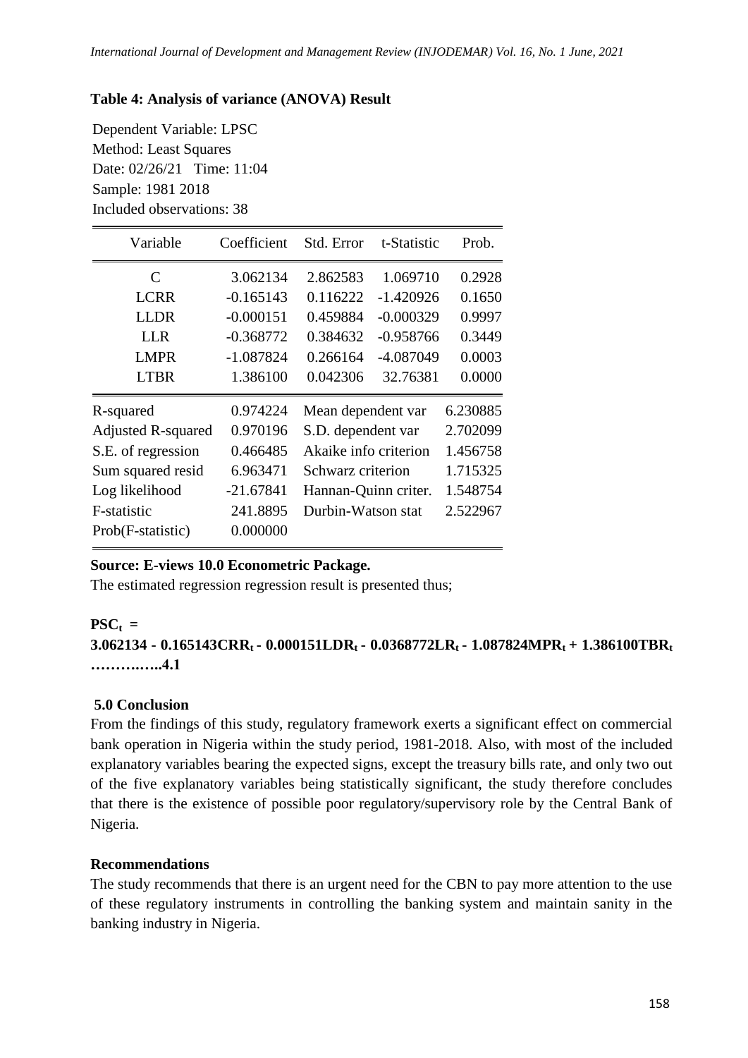**Table 4: Analysis of variance (ANOVA) Result**

Dependent Variable: LPSC
Method: Least Squares
Date: 02/26/21 Time: 11:04
Sample: 1981 2018
Included observations: 38

| Variable | Coefficient | Std. Error | t-Statistic | Prob. |
|---|---|---|---|---|
| C | 3.062134 | 2.862583 | 1.069710 | 0.2928 |
| LCRR | -0.165143 | 0.116222 | -1.420926 | 0.1650 |
| LLDR | -0.000151 | 0.459884 | -0.000329 | 0.9997 |
| LLR | -0.368772 | 0.384632 | -0.958766 | 0.3449 |
| LMPR | -1.087824 | 0.266164 | -4.087049 | 0.0003 |
| LTBR | 1.386100 | 0.042306 | 32.76381 | 0.0000 |

| | | | |
|---|---|---|---|
| R-squared | 0.974224 | Mean dependent var | 6.230885 |
| Adjusted R-squared | 0.970196 | S.D. dependent var | 2.702099 |
| S.E. of regression | 0.466485 | Akaike info criterion | 1.456758 |
| Sum squared resid | 6.963471 | Schwarz criterion | 1.715325 |
| Log likelihood | -21.67841 | Hannan-Quinn criter. | 1.548754 |
| F-statistic | 241.8895 | Durbin-Watson stat | 2.522967 |
| Prob(F-statistic) | 0.000000 | | |

**Source: E-views 10.0 Econometric Package.**

The estimated regression regression result is presented thus;

$$PSC_t = 3.062134 - 0.165143CRR_t - 0.000151LDR_t - 0.0368772LR_t - 1.087824MPR_t + 1.386100TBR_t \quad \ldots\ldots\ldots\ldots 4.1$$

## 5.0 Conclusion

From the findings of this study, regulatory framework exerts a significant effect on commercial bank operation in Nigeria within the study period, 1981-2018. Also, with most of the included explanatory variables bearing the expected signs, except the treasury bills rate, and only two out of the five explanatory variables being statistically significant, the study therefore concludes that there is the existence of possible poor regulatory/supervisory role by the Central Bank of Nigeria.

## Recommendations

The study recommends that there is an urgent need for the CBN to pay more attention to the use of these regulatory instruments in controlling the banking system and maintain sanity in the banking industry in Nigeria.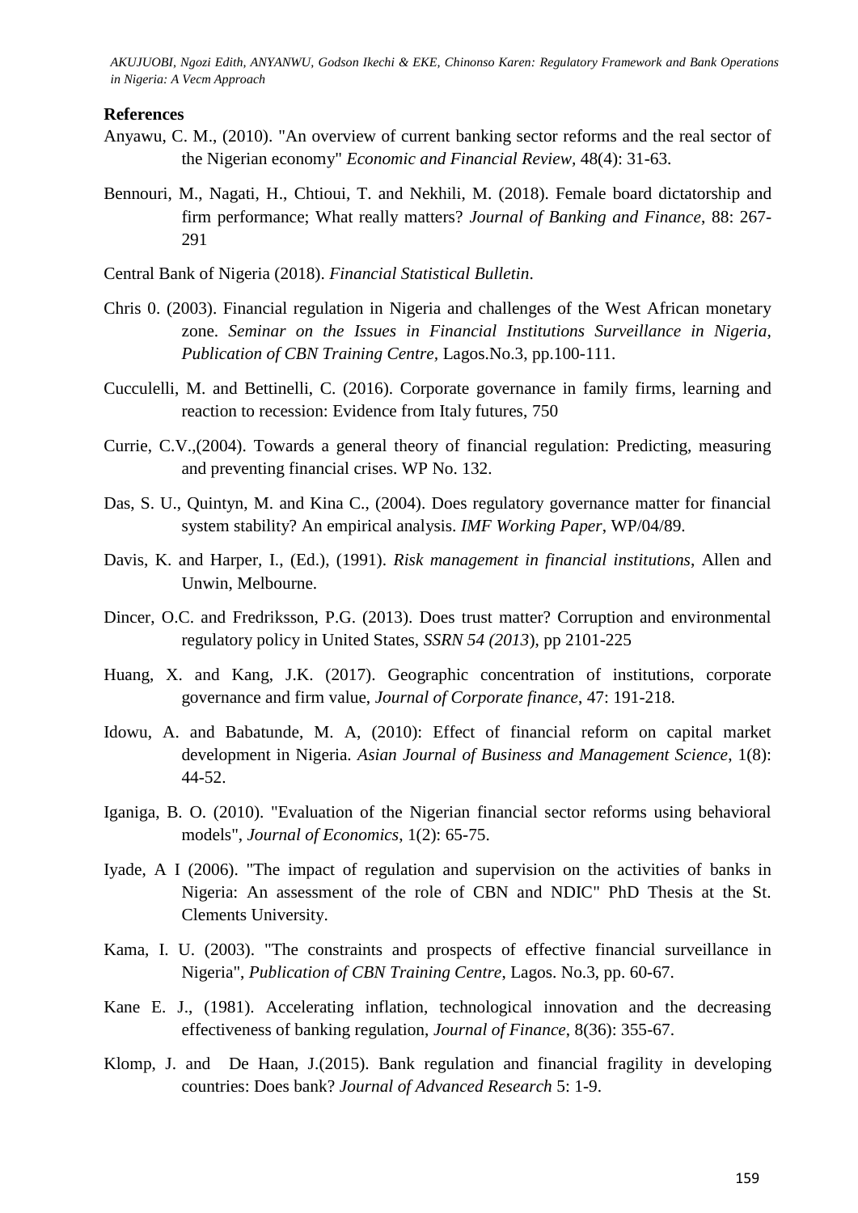**References**

Anyawu, C. M., (2010). "An overview of current banking sector reforms and the real sector of the Nigerian economy" *Economic and Financial Review*, 48(4): 31-63.

Bennouri, M., Nagati, H., Chtioui, T. and Nekhili, M. (2018). Female board dictatorship and firm performance; What really matters? *Journal of Banking and Finance*, 88: 267-291

Central Bank of Nigeria (2018). *Financial Statistical Bulletin*.

Chris 0. (2003). Financial regulation in Nigeria and challenges of the West African monetary zone. *Seminar on the Issues in Financial Institutions Surveillance in Nigeria, Publication of CBN Training Centre*, Lagos.No.3, pp.100-111.

Cucculelli, M. and Bettinelli, C. (2016). Corporate governance in family firms, learning and reaction to recession: Evidence from Italy futures, 750

Currie, C.V.,(2004). Towards a general theory of financial regulation: Predicting, measuring and preventing financial crises. WP No. 132.

Das, S. U., Quintyn, M. and Kina C., (2004). Does regulatory governance matter for financial system stability? An empirical analysis. *IMF Working Paper*, WP/04/89.

Davis, K. and Harper, I., (Ed.), (1991). *Risk management in financial institutions*, Allen and Unwin, Melbourne.

Dincer, O.C. and Fredriksson, P.G. (2013). Does trust matter? Corruption and environmental regulatory policy in United States, *SSRN 54 (2013*), pp 2101-225

Huang, X. and Kang, J.K. (2017). Geographic concentration of institutions, corporate governance and firm value, *Journal of Corporate finance*, 47: 191-218.

Idowu, A. and Babatunde, M. A, (2010): Effect of financial reform on capital market development in Nigeria. *Asian Journal of Business and Management Science*, 1(8): 44-52.

Iganiga, B. O. (2010). "Evaluation of the Nigerian financial sector reforms using behavioral models", *Journal of Economics*, 1(2): 65-75.

Iyade, A I (2006). "The impact of regulation and supervision on the activities of banks in Nigeria: An assessment of the role of CBN and NDIC" PhD Thesis at the St. Clements University.

Kama, I. U. (2003). "The constraints and prospects of effective financial surveillance in Nigeria", *Publication of CBN Training Centre*, Lagos. No.3, pp. 60-67.

Kane E. J., (1981). Accelerating inflation, technological innovation and the decreasing effectiveness of banking regulation, *Journal of Finance*, 8(36): 355-67.

Klomp, J. and De Haan, J.(2015). Bank regulation and financial fragility in developing countries: Does bank? *Journal of Advanced Research* 5: 1-9.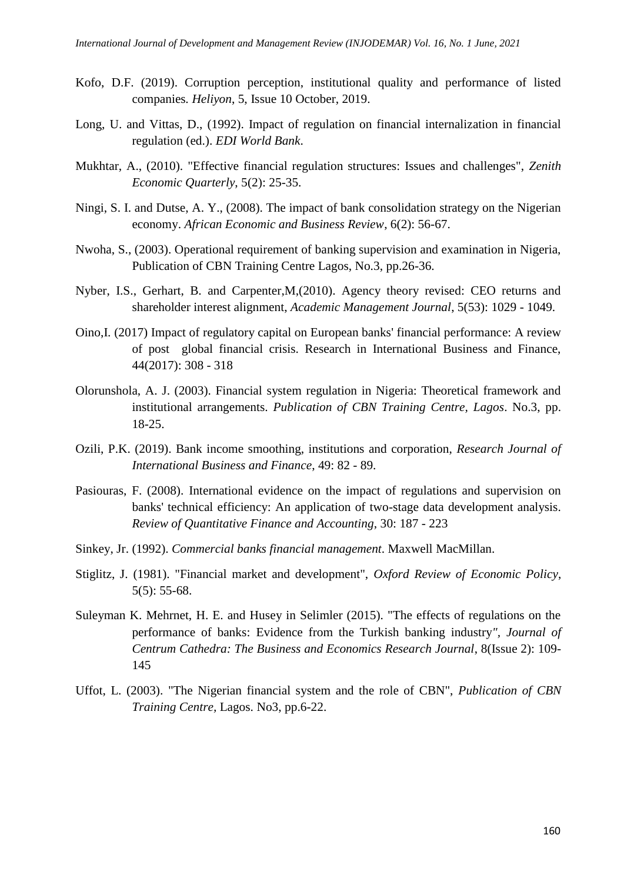Kofo, D.F. (2019). Corruption perception, institutional quality and performance of listed companies. *Heliyon*, 5, Issue 10 October, 2019.

Long, U. and Vittas, D., (1992). Impact of regulation on financial internalization in financial regulation (ed.). *EDI World Bank*.

Mukhtar, A., (2010). "Effective financial regulation structures: Issues and challenges", *Zenith Economic Quarterly*, 5(2): 25-35.

Ningi, S. I. and Dutse, A. Y., (2008). The impact of bank consolidation strategy on the Nigerian economy. *African Economic and Business Review*, 6(2): 56-67.

Nwoha, S., (2003). Operational requirement of banking supervision and examination in Nigeria, Publication of CBN Training Centre Lagos, No.3, pp.26-36.

Nyber, I.S., Gerhart, B. and Carpenter,M,(2010). Agency theory revised: CEO returns and shareholder interest alignment, *Academic Management Journal*, 5(53): 1029 - 1049.

Oino,I. (2017) Impact of regulatory capital on European banks' financial performance: A review of post global financial crisis. Research in International Business and Finance, 44(2017): 308 - 318

Olorunshola, A. J. (2003). Financial system regulation in Nigeria: Theoretical framework and institutional arrangements. *Publication of CBN Training Centre, Lagos*. No.3, pp. 18-25.

Ozili, P.K. (2019). Bank income smoothing, institutions and corporation, *Research Journal of International Business and Finance*, 49: 82 - 89.

Pasiouras, F. (2008). International evidence on the impact of regulations and supervision on banks' technical efficiency: An application of two-stage data development analysis. *Review of Quantitative Finance and Accounting*, 30: 187 - 223

Sinkey, Jr. (1992). *Commercial banks financial management*. Maxwell MacMillan.

Stiglitz, J. (1981). "Financial market and development", *Oxford Review of Economic Policy*, 5(5): 55-68.

Suleyman K. Mehrnet, H. E. and Husey in Selimler (2015). "The effects of regulations on the performance of banks: Evidence from the Turkish banking industry", *Journal of Centrum Cathedra: The Business and Economics Research Journal*, 8(Issue 2): 109-145

Uffot, L. (2003). "The Nigerian financial system and the role of CBN", *Publication of CBN Training Centre*, Lagos. No3, pp.6-22.